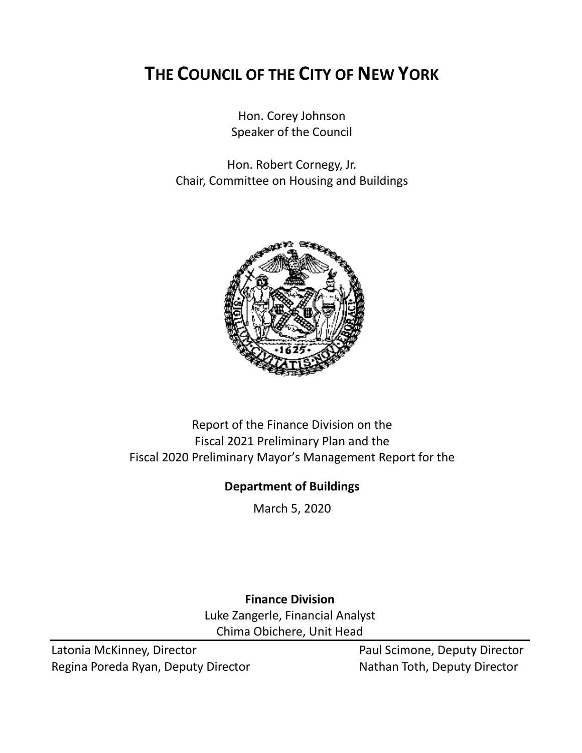# THE COUNCIL OF THE CITY OF NEW YORK

Hon. Corey Johnson
Speaker of the Council

Hon. Robert Cornegy, Jr.
Chair, Committee on Housing and Buildings

Report of the Finance Division on the
Fiscal 2021 Preliminary Plan and the
Fiscal 2020 Preliminary Mayor's Management Report for the

**Department of Buildings**

March 5, 2020

**Finance Division**
Luke Zangerle, Financial Analyst
Chima Obichere, Unit Head

Latonia McKinney, Director
Regina Poreda Ryan, Deputy Director
Paul Scimone, Deputy Director
Nathan Toth, Deputy Director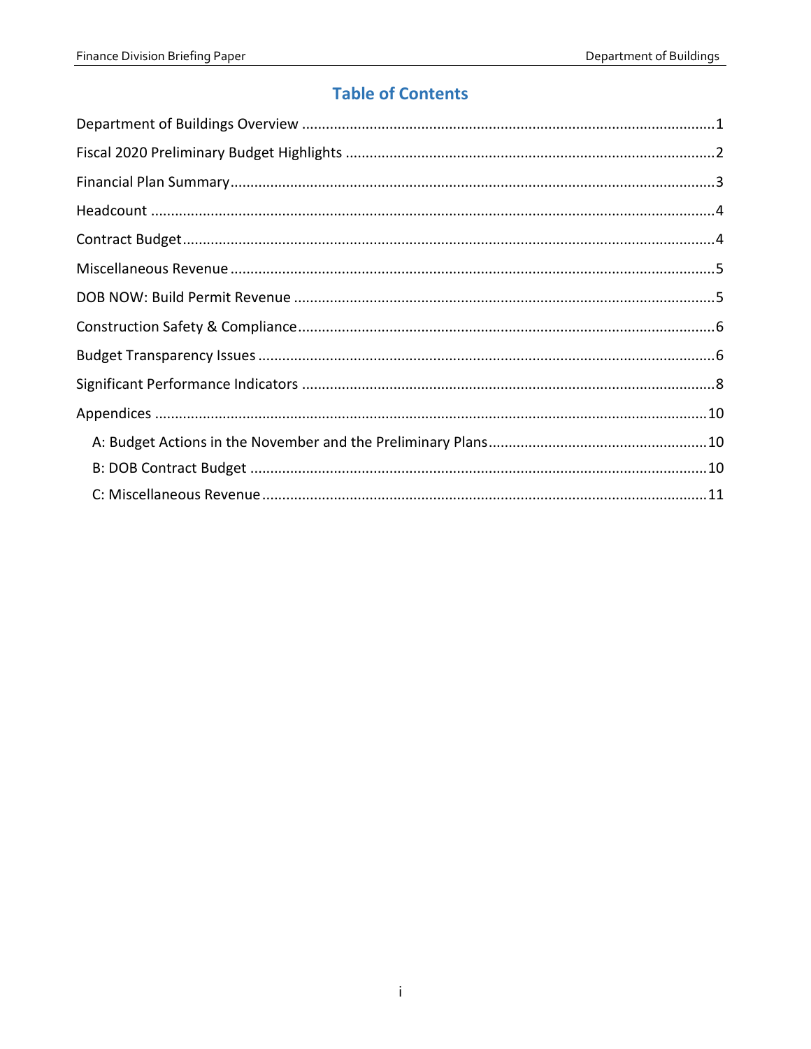# Table of Contents

Department of Buildings Overview .......................................................................................................1

Fiscal 2020 Preliminary Budget Highlights ............................................................................................2

Financial Plan Summary.........................................................................................................................3

Headcount ............................................................................................................................................4

Contract Budget.....................................................................................................................................4

Miscellaneous Revenue .........................................................................................................................5

DOB NOW: Build Permit Revenue .........................................................................................................5

Construction Safety & Compliance........................................................................................................6

Budget Transparency Issues ..................................................................................................................6

Significant Performance Indicators .......................................................................................................8

Appendices ..........................................................................................................................................10

- A: Budget Actions in the November and the Preliminary Plans.......................................................10
- B: DOB Contract Budget ..................................................................................................................10
- C: Miscellaneous Revenue ...............................................................................................................11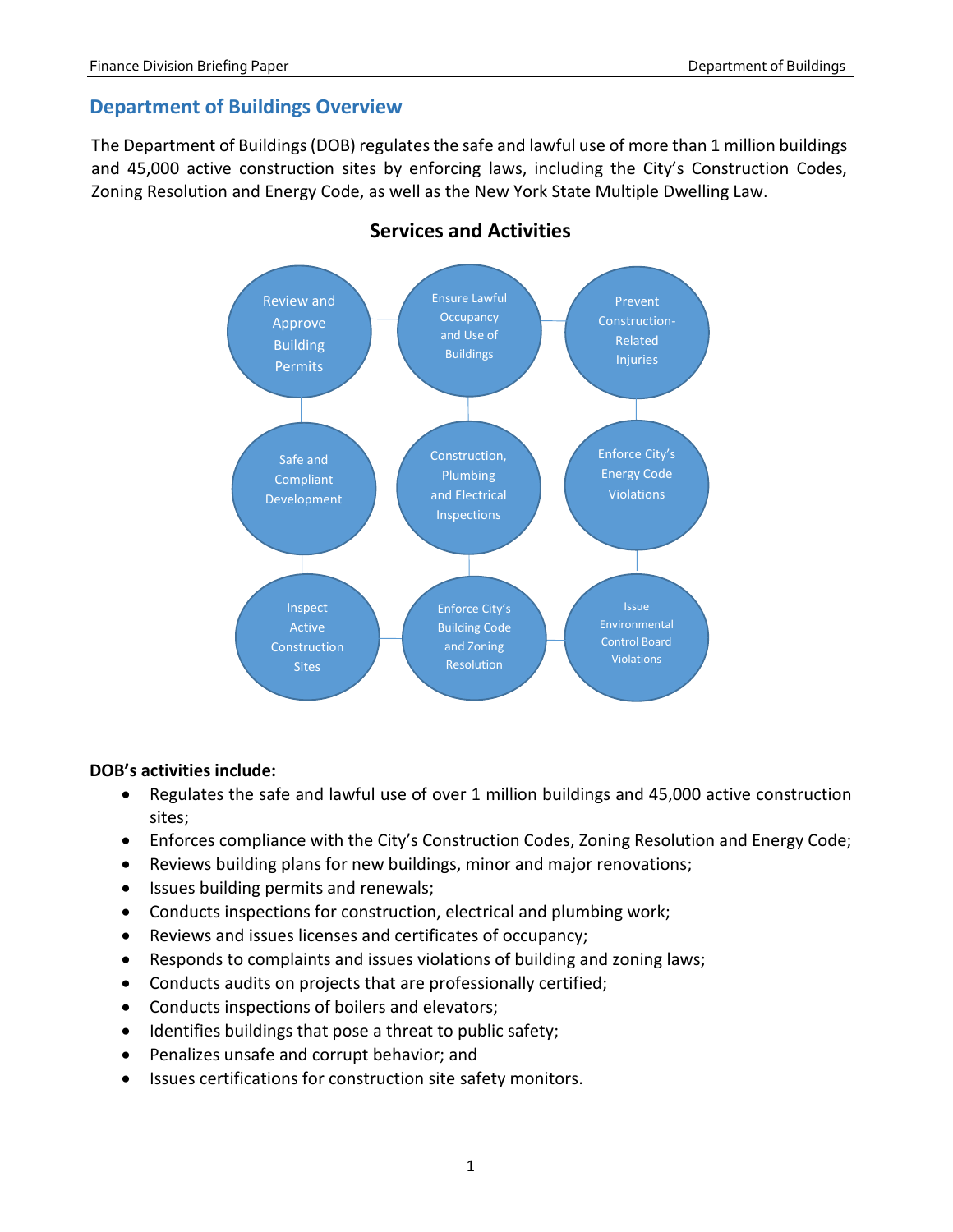## Department of Buildings Overview

The Department of Buildings (DOB) regulates the safe and lawful use of more than 1 million buildings and 45,000 active construction sites by enforcing laws, including the City's Construction Codes, Zoning Resolution and Energy Code, as well as the New York State Multiple Dwelling Law.

### Services and Activities

Review and Approve Building Permits

Ensure Lawful Occupancy and Use of Buildings

Prevent Construction-Related Injuries

Safe and Compliant Development

Construction, Plumbing and Electrical Inspections

Enforce City's Energy Code Violations

Inspect Active Construction Sites

Enforce City's Building Code and Zoning Resolution

Issue Environmental Control Board Violations

**DOB's activities include:**

- Regulates the safe and lawful use of over 1 million buildings and 45,000 active construction sites;
- Enforces compliance with the City's Construction Codes, Zoning Resolution and Energy Code;
- Reviews building plans for new buildings, minor and major renovations;
- Issues building permits and renewals;
- Conducts inspections for construction, electrical and plumbing work;
- Reviews and issues licenses and certificates of occupancy;
- Responds to complaints and issues violations of building and zoning laws;
- Conducts audits on projects that are professionally certified;
- Conducts inspections of boilers and elevators;
- Identifies buildings that pose a threat to public safety;
- Penalizes unsafe and corrupt behavior; and
- Issues certifications for construction site safety monitors.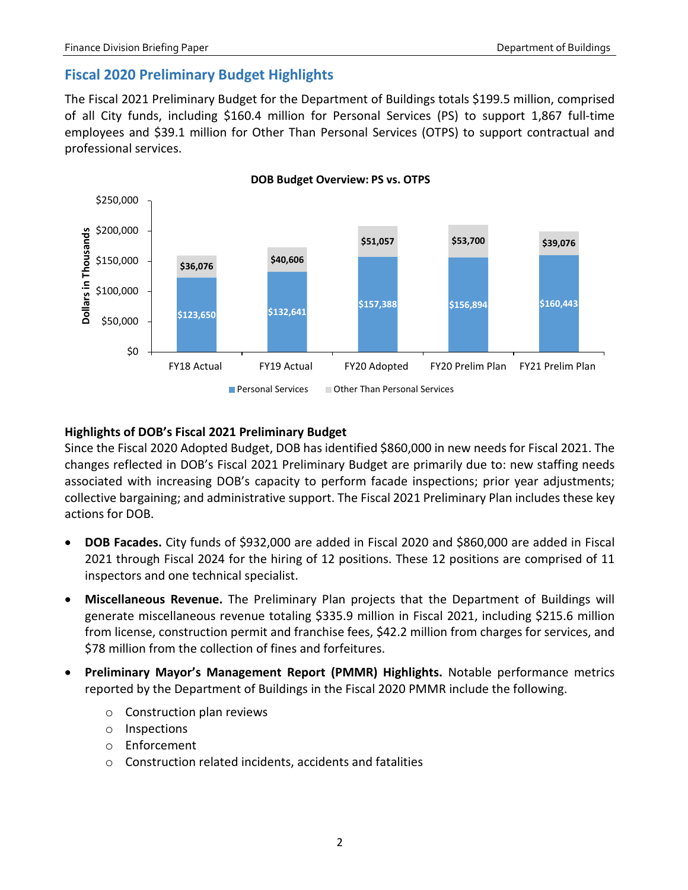## Fiscal 2020 Preliminary Budget Highlights

The Fiscal 2021 Preliminary Budget for the Department of Buildings totals $199.5 million, comprised of all City funds, including $160.4 million for Personal Services (PS) to support 1,867 full-time employees and $39.1 million for Other Than Personal Services (OTPS) to support contractual and professional services.

**DOB Budget Overview: PS vs. OTPS**

Dollars in Thousands

| | FY18 Actual | FY19 Actual | FY20 Adopted | FY20 Prelim Plan | FY21 Prelim Plan |
|---|---|---|---|---|---|
| Personal Services | $123,650 | $132,641 | $157,388 | $156,894 | $160,443 |
| Other Than Personal Services | $36,076 | $40,606 | $51,057 | $53,700 | $39,076 |

### Highlights of DOB's Fiscal 2021 Preliminary Budget

Since the Fiscal 2020 Adopted Budget, DOB has identified $860,000 in new needs for Fiscal 2021. The changes reflected in DOB's Fiscal 2021 Preliminary Budget are primarily due to: new staffing needs associated with increasing DOB's capacity to perform facade inspections; prior year adjustments; collective bargaining; and administrative support. The Fiscal 2021 Preliminary Plan includes these key actions for DOB.

- **DOB Facades.** City funds of $932,000 are added in Fiscal 2020 and $860,000 are added in Fiscal 2021 through Fiscal 2024 for the hiring of 12 positions. These 12 positions are comprised of 11 inspectors and one technical specialist.
- **Miscellaneous Revenue.** The Preliminary Plan projects that the Department of Buildings will generate miscellaneous revenue totaling $335.9 million in Fiscal 2021, including $215.6 million from license, construction permit and franchise fees, $42.2 million from charges for services, and $78 million from the collection of fines and forfeitures.
- **Preliminary Mayor's Management Report (PMMR) Highlights.** Notable performance metrics reported by the Department of Buildings in the Fiscal 2020 PMMR include the following.
  - Construction plan reviews
  - Inspections
  - Enforcement
  - Construction related incidents, accidents and fatalities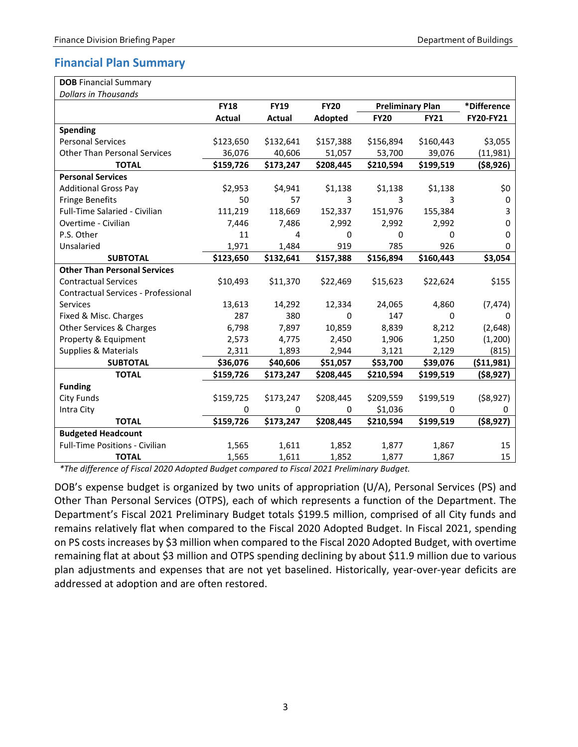## Financial Plan Summary

| **DOB** Financial Summary<br>*Dollars in Thousands* | | | | | | |
|---|---|---|---|---|---|---|
| | **FY18** | **FY19** | **FY20** | **Preliminary Plan** | | ***Difference** |
| | **Actual** | **Actual** | **Adopted** | **FY20** | **FY21** | **FY20-FY21** |
| **Spending** | | | | | | |
| Personal Services | $123,650 | $132,641 | $157,388 | $156,894 | $160,443 | $3,055 |
| Other Than Personal Services | 36,076 | 40,606 | 51,057 | 53,700 | 39,076 | (11,981) |
| **TOTAL** | **$159,726** | **$173,247** | **$208,445** | **$210,594** | **$199,519** | **($8,926)** |
| **Personal Services** | | | | | | |
| Additional Gross Pay | $2,953 | $4,941 | $1,138 | $1,138 | $1,138 | $0 |
| Fringe Benefits | 50 | 57 | 3 | 3 | 3 | 0 |
| Full-Time Salaried - Civilian | 111,219 | 118,669 | 152,337 | 151,976 | 155,384 | 3 |
| Overtime - Civilian | 7,446 | 7,486 | 2,992 | 2,992 | 2,992 | 0 |
| P.S. Other | 11 | 4 | 0 | 0 | 0 | 0 |
| Unsalaried | 1,971 | 1,484 | 919 | 785 | 926 | 0 |
| **SUBTOTAL** | **$123,650** | **$132,641** | **$157,388** | **$156,894** | **$160,443** | **$3,054** |
| **Other Than Personal Services** | | | | | | |
| Contractual Services | $10,493 | $11,370 | $22,469 | $15,623 | $22,624 | $155 |
| Contractual Services - Professional Services | 13,613 | 14,292 | 12,334 | 24,065 | 4,860 | (7,474) |
| Fixed & Misc. Charges | 287 | 380 | 0 | 147 | 0 | 0 |
| Other Services & Charges | 6,798 | 7,897 | 10,859 | 8,839 | 8,212 | (2,648) |
| Property & Equipment | 2,573 | 4,775 | 2,450 | 1,906 | 1,250 | (1,200) |
| Supplies & Materials | 2,311 | 1,893 | 2,944 | 3,121 | 2,129 | (815) |
| **SUBTOTAL** | **$36,076** | **$40,606** | **$51,057** | **$53,700** | **$39,076** | **($11,981)** |
| **TOTAL** | **$159,726** | **$173,247** | **$208,445** | **$210,594** | **$199,519** | **($8,927)** |
| **Funding** | | | | | | |
| City Funds | $159,725 | $173,247 | $208,445 | $209,559 | $199,519 | ($8,927) |
| Intra City | 0 | 0 | 0 | $1,036 | 0 | 0 |
| **TOTAL** | **$159,726** | **$173,247** | **$208,445** | **$210,594** | **$199,519** | **($8,927)** |
| **Budgeted Headcount** | | | | | | |
| Full-Time Positions - Civilian | 1,565 | 1,611 | 1,852 | 1,877 | 1,867 | 15 |
| **TOTAL** | 1,565 | 1,611 | 1,852 | 1,877 | 1,867 | 15 |

**The difference of Fiscal 2020 Adopted Budget compared to Fiscal 2021 Preliminary Budget.*

DOB's expense budget is organized by two units of appropriation (U/A), Personal Services (PS) and Other Than Personal Services (OTPS), each of which represents a function of the Department. The Department's Fiscal 2021 Preliminary Budget totals $199.5 million, comprised of all City funds and remains relatively flat when compared to the Fiscal 2020 Adopted Budget. In Fiscal 2021, spending on PS costs increases by $3 million when compared to the Fiscal 2020 Adopted Budget, with overtime remaining flat at about $3 million and OTPS spending declining by about $11.9 million due to various plan adjustments and expenses that are not yet baselined. Historically, year-over-year deficits are addressed at adoption and are often restored.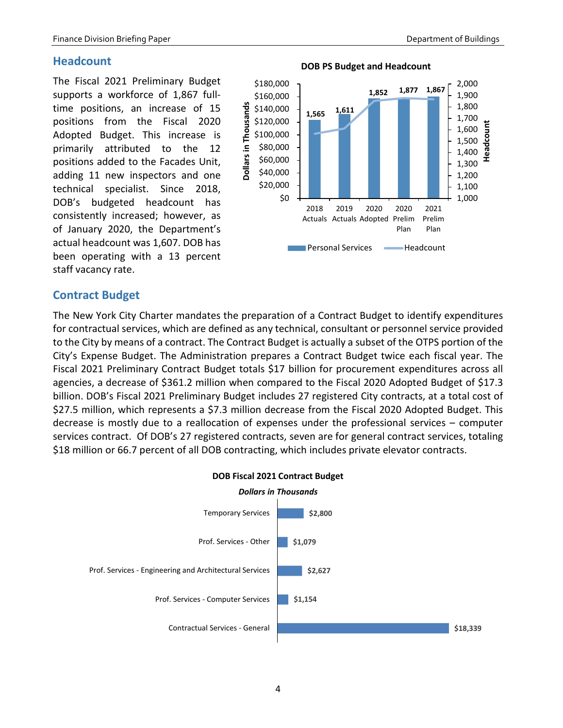## Headcount

The Fiscal 2021 Preliminary Budget supports a workforce of 1,867 full-time positions, an increase of 15 positions from the Fiscal 2020 Adopted Budget. This increase is primarily attributed to the 12 positions added to the Facades Unit, adding 11 new inspectors and one technical specialist. Since 2018, DOB's budgeted headcount has consistently increased; however, as of January 2020, the Department's actual headcount was 1,607. DOB has been operating with a 13 percent staff vacancy rate.

**DOB PS Budget and Headcount**

| | 2018 Actuals | 2019 Actuals | 2020 Adopted | 2020 Prelim Plan | 2021 Prelim Plan |
|---|---|---|---|---|---|
| Headcount | 1,565 | 1,611 | 1,852 | 1,877 | 1,867 |

## Contract Budget

The New York City Charter mandates the preparation of a Contract Budget to identify expenditures for contractual services, which are defined as any technical, consultant or personnel service provided to the City by means of a contract. The Contract Budget is actually a subset of the OTPS portion of the City's Expense Budget. The Administration prepares a Contract Budget twice each fiscal year. The Fiscal 2021 Preliminary Contract Budget totals $17 billion for procurement expenditures across all agencies, a decrease of $361.2 million when compared to the Fiscal 2020 Adopted Budget of $17.3 billion. DOB's Fiscal 2021 Preliminary Budget includes 27 registered City contracts, at a total cost of $27.5 million, which represents a $7.3 million decrease from the Fiscal 2020 Adopted Budget. This decrease is mostly due to a reallocation of expenses under the professional services – computer services contract. Of DOB's 27 registered contracts, seven are for general contract services, totaling $18 million or 66.7 percent of all DOB contracting, which includes private elevator contracts.

**DOB Fiscal 2021 Contract Budget**

*Dollars in Thousands*

| Category | Amount |
|---|---|
| Temporary Services | $2,800 |
| Prof. Services - Other | $1,079 |
| Prof. Services - Engineering and Architectural Services | $2,627 |
| Prof. Services - Computer Services | $1,154 |
| Contractual Services - General | $18,339 |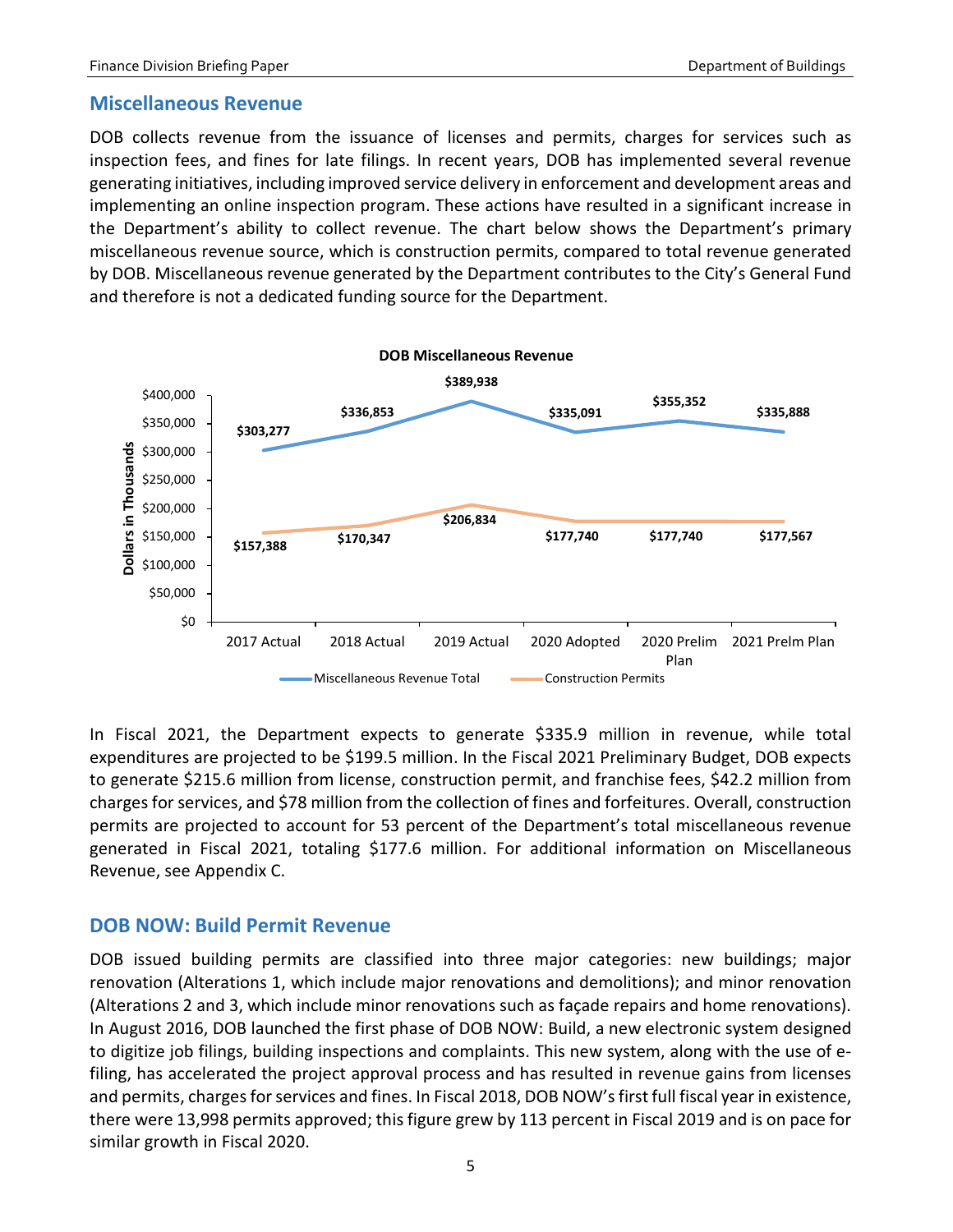## Miscellaneous Revenue

DOB collects revenue from the issuance of licenses and permits, charges for services such as inspection fees, and fines for late filings. In recent years, DOB has implemented several revenue generating initiatives, including improved service delivery in enforcement and development areas and implementing an online inspection program. These actions have resulted in a significant increase in the Department's ability to collect revenue. The chart below shows the Department's primary miscellaneous revenue source, which is construction permits, compared to total revenue generated by DOB. Miscellaneous revenue generated by the Department contributes to the City's General Fund and therefore is not a dedicated funding source for the Department.

**DOB Miscellaneous Revenue**

Dollars in Thousands

| | 2017 Actual | 2018 Actual | 2019 Actual | 2020 Adopted | 2020 Prelim Plan | 2021 Prelm Plan |
|---|---|---|---|---|---|---|
| Miscellaneous Revenue Total | $303,277 | $336,853 | $389,938 | $335,091 | $355,352 | $335,888 |
| Construction Permits | $157,388 | $170,347 | $206,834 | $177,740 | $177,740 | $177,567 |

In Fiscal 2021, the Department expects to generate $335.9 million in revenue, while total expenditures are projected to be $199.5 million. In the Fiscal 2021 Preliminary Budget, DOB expects to generate $215.6 million from license, construction permit, and franchise fees, $42.2 million from charges for services, and $78 million from the collection of fines and forfeitures. Overall, construction permits are projected to account for 53 percent of the Department's total miscellaneous revenue generated in Fiscal 2021, totaling $177.6 million. For additional information on Miscellaneous Revenue, see Appendix C.

## DOB NOW: Build Permit Revenue

DOB issued building permits are classified into three major categories: new buildings; major renovation (Alterations 1, which include major renovations and demolitions); and minor renovation (Alterations 2 and 3, which include minor renovations such as façade repairs and home renovations). In August 2016, DOB launched the first phase of DOB NOW: Build, a new electronic system designed to digitize job filings, building inspections and complaints. This new system, along with the use of e-filing, has accelerated the project approval process and has resulted in revenue gains from licenses and permits, charges for services and fines. In Fiscal 2018, DOB NOW's first full fiscal year in existence, there were 13,998 permits approved; this figure grew by 113 percent in Fiscal 2019 and is on pace for similar growth in Fiscal 2020.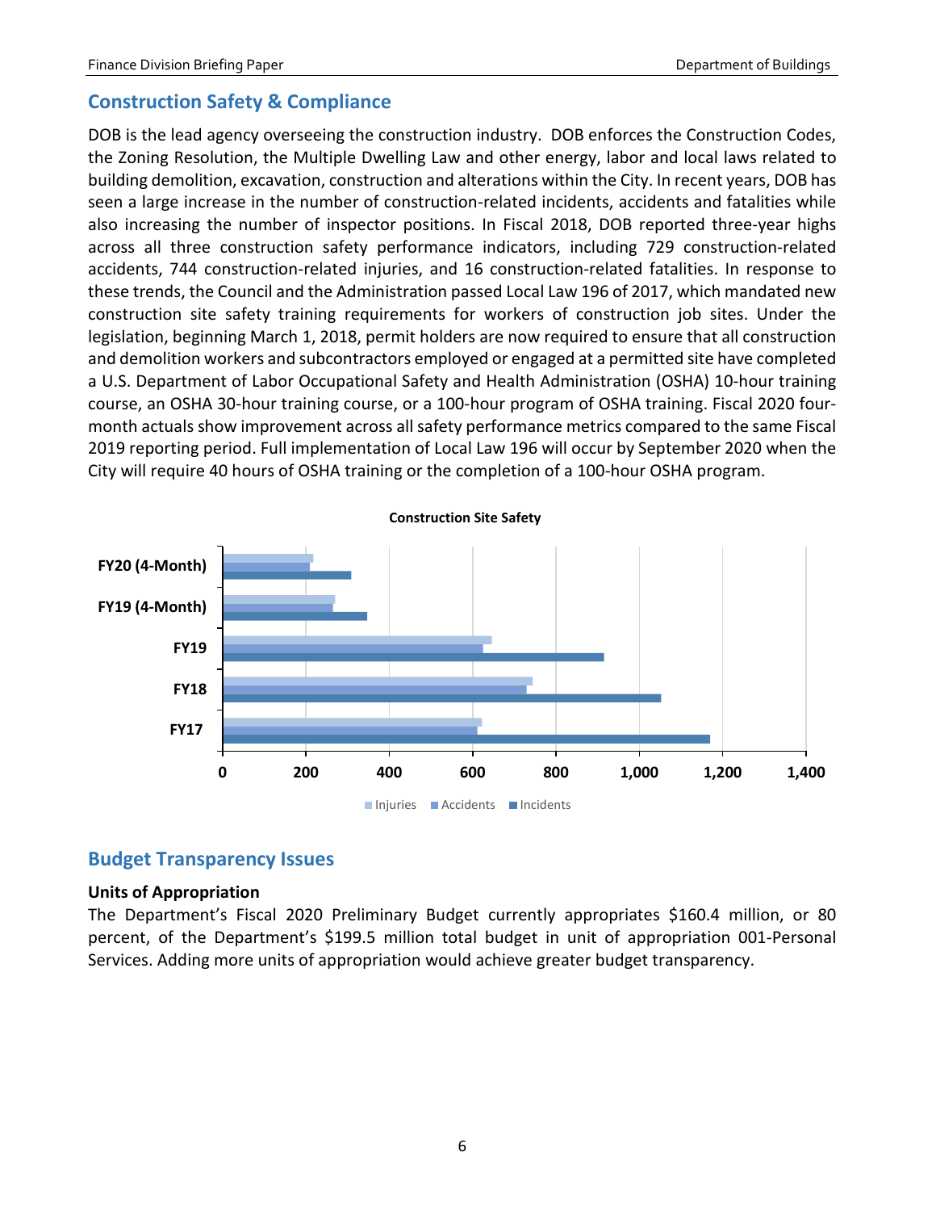## Construction Safety & Compliance

DOB is the lead agency overseeing the construction industry. DOB enforces the Construction Codes, the Zoning Resolution, the Multiple Dwelling Law and other energy, labor and local laws related to building demolition, excavation, construction and alterations within the City. In recent years, DOB has seen a large increase in the number of construction-related incidents, accidents and fatalities while also increasing the number of inspector positions. In Fiscal 2018, DOB reported three-year highs across all three construction safety performance indicators, including 729 construction-related accidents, 744 construction-related injuries, and 16 construction-related fatalities. In response to these trends, the Council and the Administration passed Local Law 196 of 2017, which mandated new construction site safety training requirements for workers of construction job sites. Under the legislation, beginning March 1, 2018, permit holders are now required to ensure that all construction and demolition workers and subcontractors employed or engaged at a permitted site have completed a U.S. Department of Labor Occupational Safety and Health Administration (OSHA) 10-hour training course, an OSHA 30-hour training course, or a 100-hour program of OSHA training. Fiscal 2020 four-month actuals show improvement across all safety performance metrics compared to the same Fiscal 2019 reporting period. Full implementation of Local Law 196 will occur by September 2020 when the City will require 40 hours of OSHA training or the completion of a 100-hour OSHA program.

**Construction Site Safety**

(Chart: Injuries, Accidents, Incidents for FY17, FY18, FY19, FY19 (4-Month), FY20 (4-Month); x-axis 0 to 1,400)

## Budget Transparency Issues

### Units of Appropriation

The Department's Fiscal 2020 Preliminary Budget currently appropriates $160.4 million, or 80 percent, of the Department's $199.5 million total budget in unit of appropriation 001-Personal Services. Adding more units of appropriation would achieve greater budget transparency.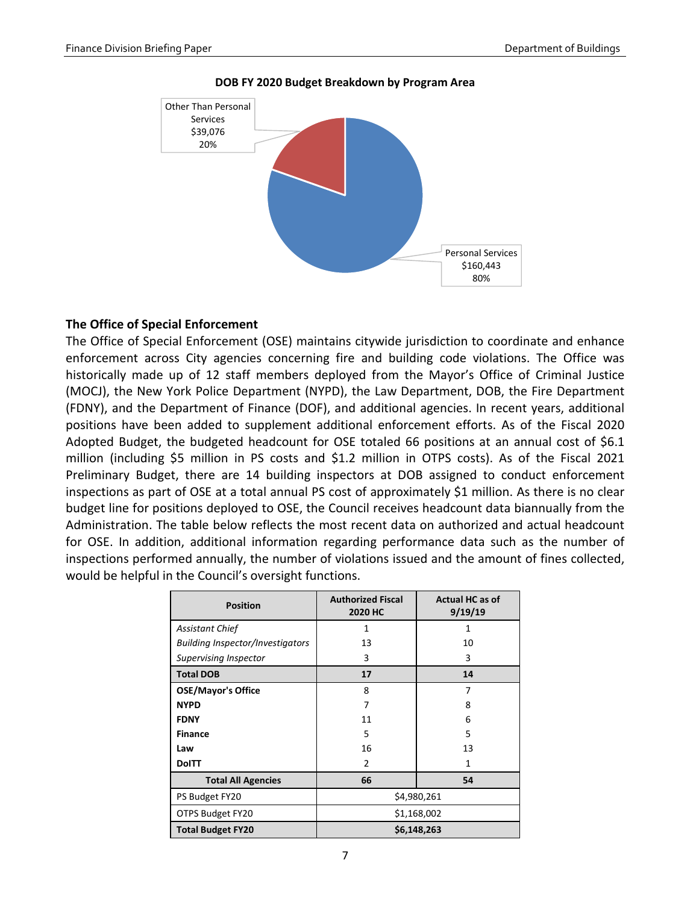**DOB FY 2020 Budget Breakdown by Program Area**

Other Than Personal Services
$39,076
20%

Personal Services
$160,443
80%

### The Office of Special Enforcement

The Office of Special Enforcement (OSE) maintains citywide jurisdiction to coordinate and enhance enforcement across City agencies concerning fire and building code violations. The Office was historically made up of 12 staff members deployed from the Mayor's Office of Criminal Justice (MOCJ), the New York Police Department (NYPD), the Law Department, DOB, the Fire Department (FDNY), and the Department of Finance (DOF), and additional agencies. In recent years, additional positions have been added to supplement additional enforcement efforts. As of the Fiscal 2020 Adopted Budget, the budgeted headcount for OSE totaled 66 positions at an annual cost of $6.1 million (including $5 million in PS costs and $1.2 million in OTPS costs). As of the Fiscal 2021 Preliminary Budget, there are 14 building inspectors at DOB assigned to conduct enforcement inspections as part of OSE at a total annual PS cost of approximately $1 million. As there is no clear budget line for positions deployed to OSE, the Council receives headcount data biannually from the Administration. The table below reflects the most recent data on authorized and actual headcount for OSE. In addition, additional information regarding performance data such as the number of inspections performed annually, the number of violations issued and the amount of fines collected, would be helpful in the Council's oversight functions.

| Position | Authorized Fiscal 2020 HC | Actual HC as of 9/19/19 |
|---|---|---|
| *Assistant Chief* | 1 | 1 |
| *Building Inspector/Investigators* | 13 | 10 |
| *Supervising Inspector* | 3 | 3 |
| **Total DOB** | **17** | **14** |
| **OSE/Mayor's Office** | 8 | 7 |
| **NYPD** | 7 | 8 |
| **FDNY** | 11 | 6 |
| **Finance** | 5 | 5 |
| **Law** | 16 | 13 |
| **DoITT** | 2 | 1 |
| **Total All Agencies** | **66** | **54** |
| PS Budget FY20 | $4,980,261 | |
| OTPS Budget FY20 | $1,168,002 | |
| **Total Budget FY20** | **$6,148,263** | |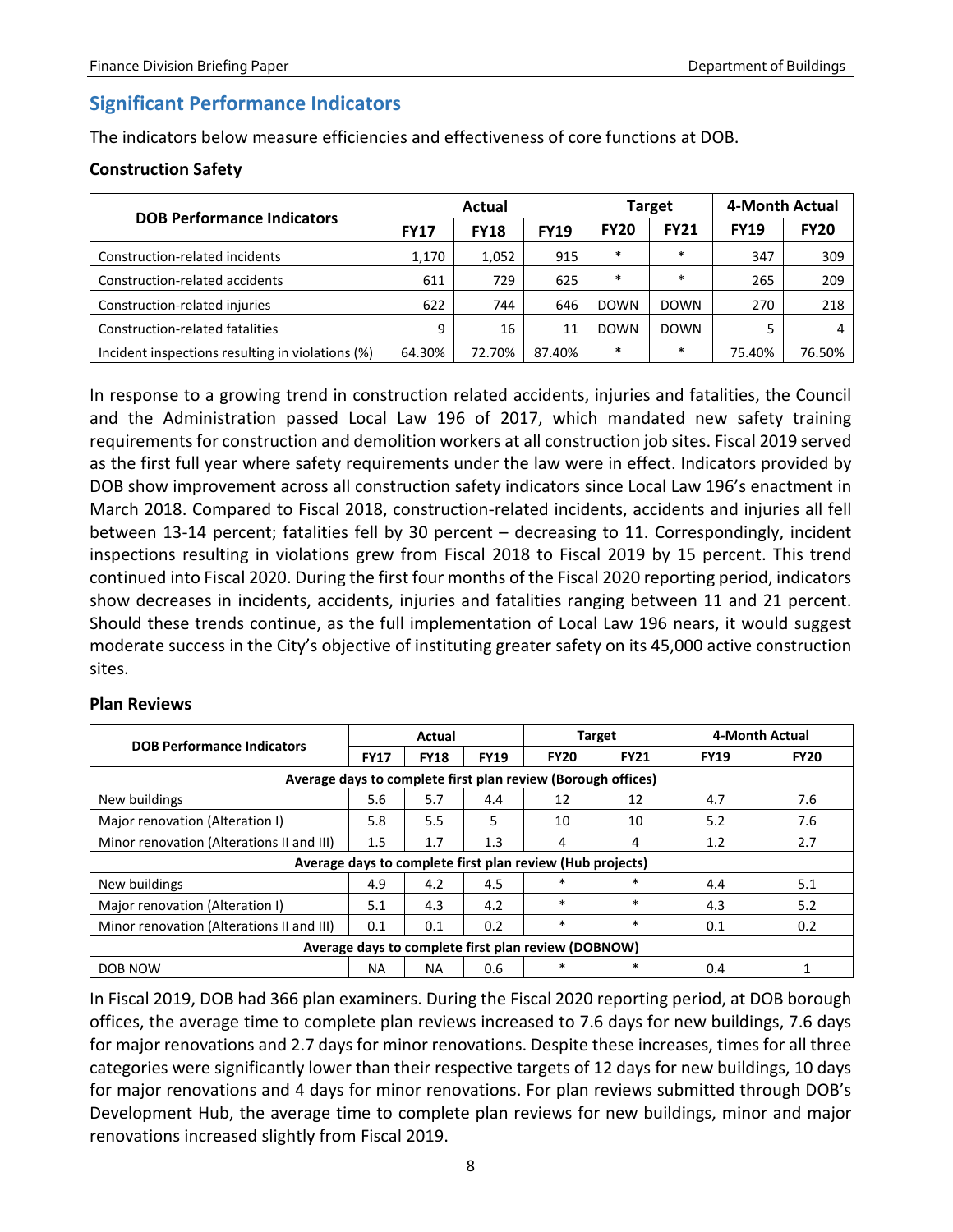## Significant Performance Indicators

The indicators below measure efficiencies and effectiveness of core functions at DOB.

### Construction Safety

| DOB Performance Indicators | Actual | | | Target | | 4-Month Actual | |
|---|---|---|---|---|---|---|---|
| | FY17 | FY18 | FY19 | FY20 | FY21 | FY19 | FY20 |
| Construction-related incidents | 1,170 | 1,052 | 915 | * | * | 347 | 309 |
| Construction-related accidents | 611 | 729 | 625 | * | * | 265 | 209 |
| Construction-related injuries | 622 | 744 | 646 | DOWN | DOWN | 270 | 218 |
| Construction-related fatalities | 9 | 16 | 11 | DOWN | DOWN | 5 | 4 |
| Incident inspections resulting in violations (%) | 64.30% | 72.70% | 87.40% | * | * | 75.40% | 76.50% |

In response to a growing trend in construction related accidents, injuries and fatalities, the Council and the Administration passed Local Law 196 of 2017, which mandated new safety training requirements for construction and demolition workers at all construction job sites. Fiscal 2019 served as the first full year where safety requirements under the law were in effect. Indicators provided by DOB show improvement across all construction safety indicators since Local Law 196's enactment in March 2018. Compared to Fiscal 2018, construction-related incidents, accidents and injuries all fell between 13-14 percent; fatalities fell by 30 percent – decreasing to 11. Correspondingly, incident inspections resulting in violations grew from Fiscal 2018 to Fiscal 2019 by 15 percent. This trend continued into Fiscal 2020. During the first four months of the Fiscal 2020 reporting period, indicators show decreases in incidents, accidents, injuries and fatalities ranging between 11 and 21 percent. Should these trends continue, as the full implementation of Local Law 196 nears, it would suggest moderate success in the City's objective of instituting greater safety on its 45,000 active construction sites.

### Plan Reviews

| DOB Performance Indicators | Actual | | | Target | | 4-Month Actual | |
|---|---|---|---|---|---|---|---|
| | FY17 | FY18 | FY19 | FY20 | FY21 | FY19 | FY20 |
| **Average days to complete first plan review (Borough offices)** | | | | | | | |
| New buildings | 5.6 | 5.7 | 4.4 | 12 | 12 | 4.7 | 7.6 |
| Major renovation (Alteration I) | 5.8 | 5.5 | 5 | 10 | 10 | 5.2 | 7.6 |
| Minor renovation (Alterations II and III) | 1.5 | 1.7 | 1.3 | 4 | 4 | 1.2 | 2.7 |
| **Average days to complete first plan review (Hub projects)** | | | | | | | |
| New buildings | 4.9 | 4.2 | 4.5 | * | * | 4.4 | 5.1 |
| Major renovation (Alteration I) | 5.1 | 4.3 | 4.2 | * | * | 4.3 | 5.2 |
| Minor renovation (Alterations II and III) | 0.1 | 0.1 | 0.2 | * | * | 0.1 | 0.2 |
| **Average days to complete first plan review (DOBNOW)** | | | | | | | |
| DOB NOW | NA | NA | 0.6 | * | * | 0.4 | 1 |

In Fiscal 2019, DOB had 366 plan examiners. During the Fiscal 2020 reporting period, at DOB borough offices, the average time to complete plan reviews increased to 7.6 days for new buildings, 7.6 days for major renovations and 2.7 days for minor renovations. Despite these increases, times for all three categories were significantly lower than their respective targets of 12 days for new buildings, 10 days for major renovations and 4 days for minor renovations. For plan reviews submitted through DOB's Development Hub, the average time to complete plan reviews for new buildings, minor and major renovations increased slightly from Fiscal 2019.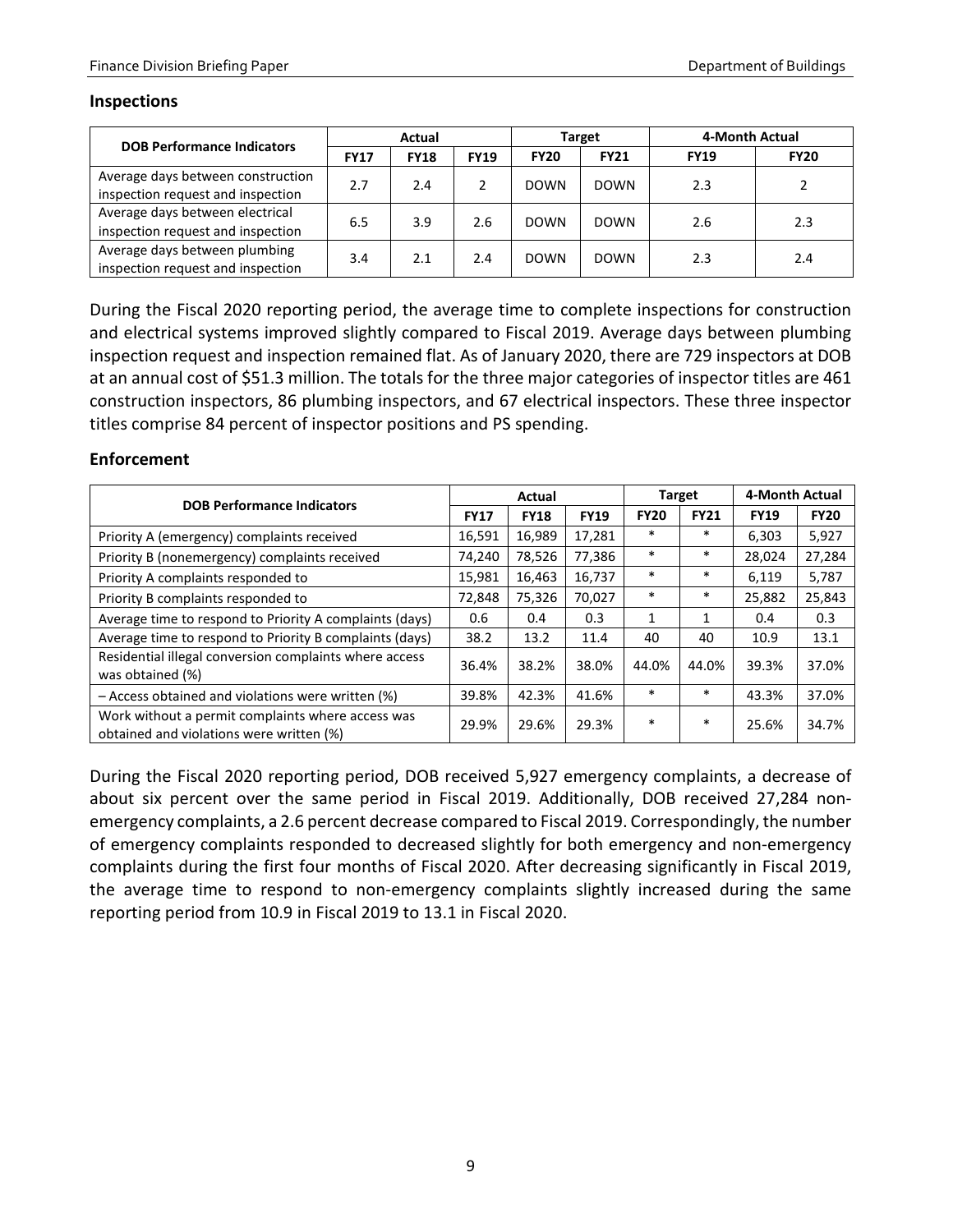## Inspections

| DOB Performance Indicators | Actual | | | Target | | 4-Month Actual | |
|---|---|---|---|---|---|---|---|
| | FY17 | FY18 | FY19 | FY20 | FY21 | FY19 | FY20 |
| Average days between construction inspection request and inspection | 2.7 | 2.4 | 2 | DOWN | DOWN | 2.3 | 2 |
| Average days between electrical inspection request and inspection | 6.5 | 3.9 | 2.6 | DOWN | DOWN | 2.6 | 2.3 |
| Average days between plumbing inspection request and inspection | 3.4 | 2.1 | 2.4 | DOWN | DOWN | 2.3 | 2.4 |

During the Fiscal 2020 reporting period, the average time to complete inspections for construction and electrical systems improved slightly compared to Fiscal 2019. Average days between plumbing inspection request and inspection remained flat. As of January 2020, there are 729 inspectors at DOB at an annual cost of $51.3 million. The totals for the three major categories of inspector titles are 461 construction inspectors, 86 plumbing inspectors, and 67 electrical inspectors. These three inspector titles comprise 84 percent of inspector positions and PS spending.

## Enforcement

| DOB Performance Indicators | Actual | | | Target | | 4-Month Actual | |
|---|---|---|---|---|---|---|---|
| | FY17 | FY18 | FY19 | FY20 | FY21 | FY19 | FY20 |
| Priority A (emergency) complaints received | 16,591 | 16,989 | 17,281 | * | * | 6,303 | 5,927 |
| Priority B (nonemergency) complaints received | 74,240 | 78,526 | 77,386 | * | * | 28,024 | 27,284 |
| Priority A complaints responded to | 15,981 | 16,463 | 16,737 | * | * | 6,119 | 5,787 |
| Priority B complaints responded to | 72,848 | 75,326 | 70,027 | * | * | 25,882 | 25,843 |
| Average time to respond to Priority A complaints (days) | 0.6 | 0.4 | 0.3 | 1 | 1 | 0.4 | 0.3 |
| Average time to respond to Priority B complaints (days) | 38.2 | 13.2 | 11.4 | 40 | 40 | 10.9 | 13.1 |
| Residential illegal conversion complaints where access was obtained (%) | 36.4% | 38.2% | 38.0% | 44.0% | 44.0% | 39.3% | 37.0% |
| – Access obtained and violations were written (%) | 39.8% | 42.3% | 41.6% | * | * | 43.3% | 37.0% |
| Work without a permit complaints where access was obtained and violations were written (%) | 29.9% | 29.6% | 29.3% | * | * | 25.6% | 34.7% |

During the Fiscal 2020 reporting period, DOB received 5,927 emergency complaints, a decrease of about six percent over the same period in Fiscal 2019. Additionally, DOB received 27,284 non-emergency complaints, a 2.6 percent decrease compared to Fiscal 2019. Correspondingly, the number of emergency complaints responded to decreased slightly for both emergency and non-emergency complaints during the first four months of Fiscal 2020. After decreasing significantly in Fiscal 2019, the average time to respond to non-emergency complaints slightly increased during the same reporting period from 10.9 in Fiscal 2019 to 13.1 in Fiscal 2020.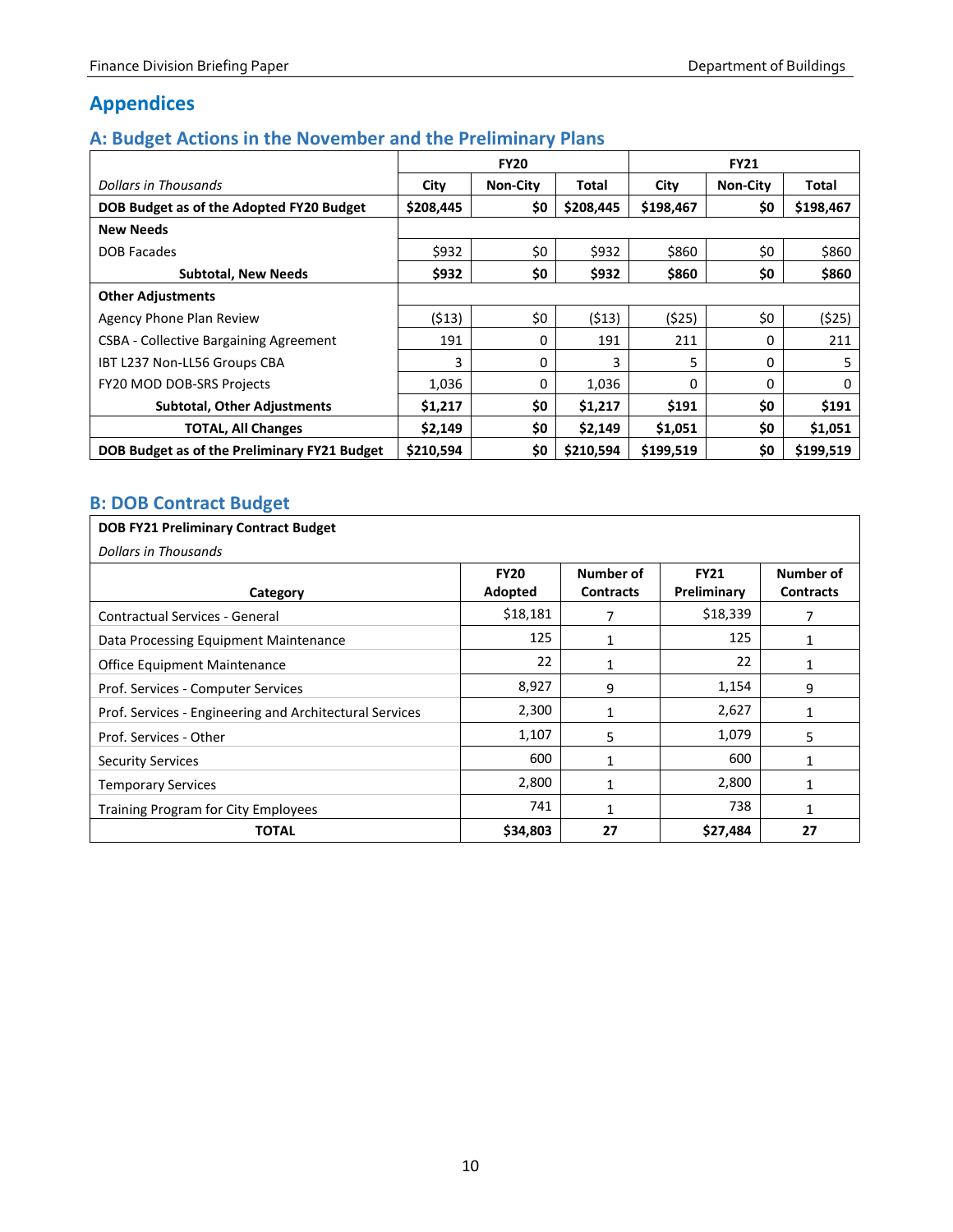# Appendices

## A: Budget Actions in the November and the Preliminary Plans

| *Dollars in Thousands* | FY20 | | | FY21 | | |
|---|---|---|---|---|---|---|
| | City | Non-City | Total | City | Non-City | Total |
| **DOB Budget as of the Adopted FY20 Budget** | **$208,445** | **$0** | **$208,445** | **$198,467** | **$0** | **$198,467** |
| **New Needs** | | | | | | |
| DOB Facades | $932 | $0 | $932 | $860 | $0 | $860 |
| **Subtotal, New Needs** | **$932** | **$0** | **$932** | **$860** | **$0** | **$860** |
| **Other Adjustments** | | | | | | |
| Agency Phone Plan Review | ($13) | $0 | ($13) | ($25) | $0 | ($25) |
| CSBA - Collective Bargaining Agreement | 191 | 0 | 191 | 211 | 0 | 211 |
| IBT L237 Non-LL56 Groups CBA | 3 | 0 | 3 | 5 | 0 | 5 |
| FY20 MOD DOB-SRS Projects | 1,036 | 0 | 1,036 | 0 | 0 | 0 |
| **Subtotal, Other Adjustments** | **$1,217** | **$0** | **$1,217** | **$191** | **$0** | **$191** |
| **TOTAL, All Changes** | **$2,149** | **$0** | **$2,149** | **$1,051** | **$0** | **$1,051** |
| **DOB Budget as of the Preliminary FY21 Budget** | **$210,594** | **$0** | **$210,594** | **$199,519** | **$0** | **$199,519** |

## B: DOB Contract Budget

**DOB FY21 Preliminary Contract Budget**

*Dollars in Thousands*

| Category | FY20 Adopted | Number of Contracts | FY21 Preliminary | Number of Contracts |
|---|---|---|---|---|
| Contractual Services - General | $18,181 | 7 | $18,339 | 7 |
| Data Processing Equipment Maintenance | 125 | 1 | 125 | 1 |
| Office Equipment Maintenance | 22 | 1 | 22 | 1 |
| Prof. Services - Computer Services | 8,927 | 9 | 1,154 | 9 |
| Prof. Services - Engineering and Architectural Services | 2,300 | 1 | 2,627 | 1 |
| Prof. Services - Other | 1,107 | 5 | 1,079 | 5 |
| Security Services | 600 | 1 | 600 | 1 |
| Temporary Services | 2,800 | 1 | 2,800 | 1 |
| Training Program for City Employees | 741 | 1 | 738 | 1 |
| **TOTAL** | **$34,803** | **27** | **$27,484** | **27** |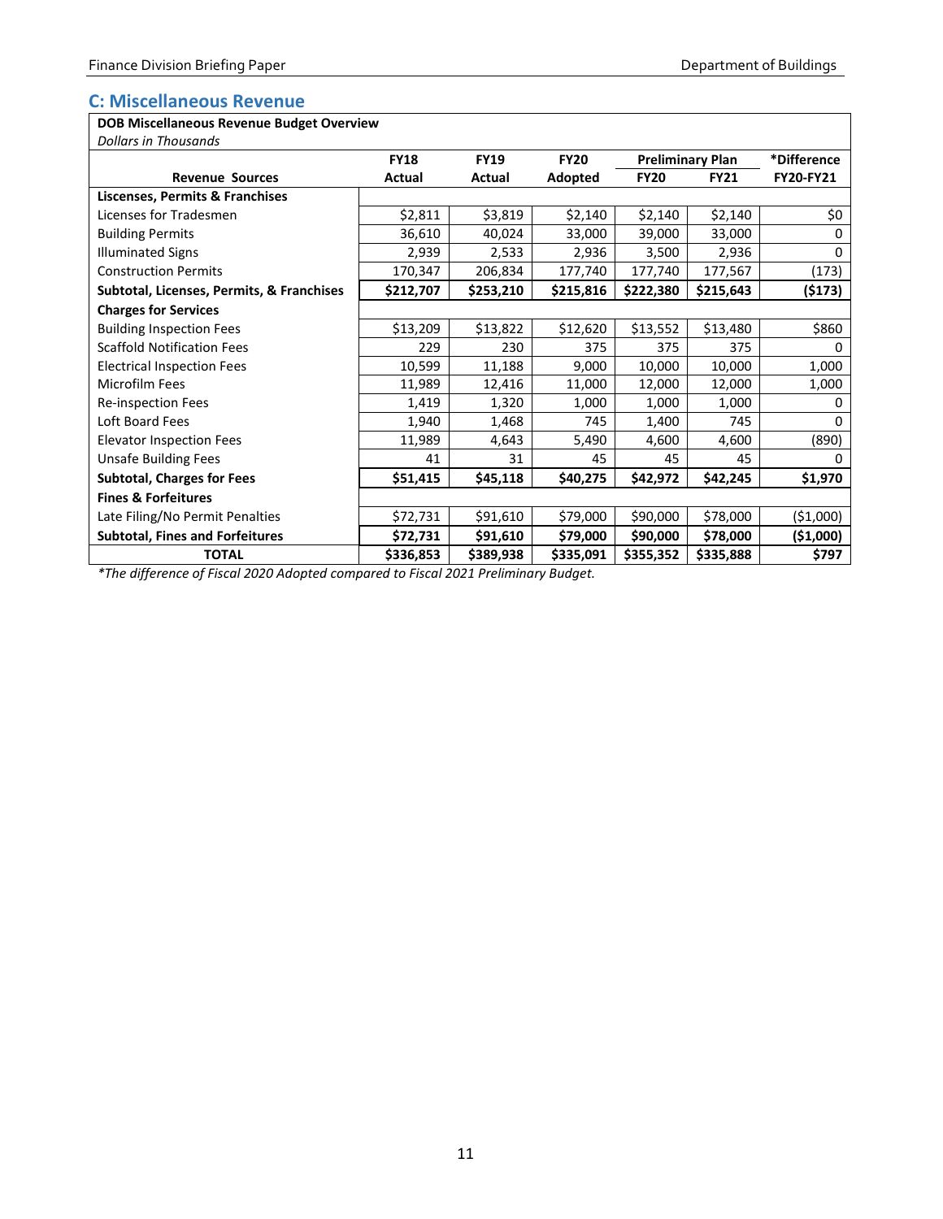## C: Miscellaneous Revenue

| **DOB Miscellaneous Revenue Budget Overview**<br>*Dollars in Thousands* | | | | | | |
|---|---|---|---|---|---|---|
| **Revenue Sources** | **FY18 Actual** | **FY19 Actual** | **FY20 Adopted** | **Preliminary Plan FY20** | **FY21** | ***Difference FY20-FY21** |
| **Liscenses, Permits & Franchises** | | | | | | |
| Licenses for Tradesmen | $2,811 | $3,819 | $2,140 | $2,140 | $2,140 | $0 |
| Building Permits | 36,610 | 40,024 | 33,000 | 39,000 | 33,000 | 0 |
| Illuminated Signs | 2,939 | 2,533 | 2,936 | 3,500 | 2,936 | 0 |
| Construction Permits | 170,347 | 206,834 | 177,740 | 177,740 | 177,567 | (173) |
| **Subtotal, Licenses, Permits, & Franchises** | **$212,707** | **$253,210** | **$215,816** | **$222,380** | **$215,643** | **($173)** |
| **Charges for Services** | | | | | | |
| Building Inspection Fees | $13,209 | $13,822 | $12,620 | $13,552 | $13,480 | $860 |
| Scaffold Notification Fees | 229 | 230 | 375 | 375 | 375 | 0 |
| Electrical Inspection Fees | 10,599 | 11,188 | 9,000 | 10,000 | 10,000 | 1,000 |
| Microfilm Fees | 11,989 | 12,416 | 11,000 | 12,000 | 12,000 | 1,000 |
| Re-inspection Fees | 1,419 | 1,320 | 1,000 | 1,000 | 1,000 | 0 |
| Loft Board Fees | 1,940 | 1,468 | 745 | 1,400 | 745 | 0 |
| Elevator Inspection Fees | 11,989 | 4,643 | 5,490 | 4,600 | 4,600 | (890) |
| Unsafe Building Fees | 41 | 31 | 45 | 45 | 45 | 0 |
| **Subtotal, Charges for Fees** | **$51,415** | **$45,118** | **$40,275** | **$42,972** | **$42,245** | **$1,970** |
| **Fines & Forfeitures** | | | | | | |
| Late Filing/No Permit Penalties | $72,731 | $91,610 | $79,000 | $90,000 | $78,000 | ($1,000) |
| **Subtotal, Fines and Forfeitures** | **$72,731** | **$91,610** | **$79,000** | **$90,000** | **$78,000** | **($1,000)** |
| **TOTAL** | **$336,853** | **$389,938** | **$335,091** | **$355,352** | **$335,888** | **$797** |

*\*The difference of Fiscal 2020 Adopted compared to Fiscal 2021 Preliminary Budget.*